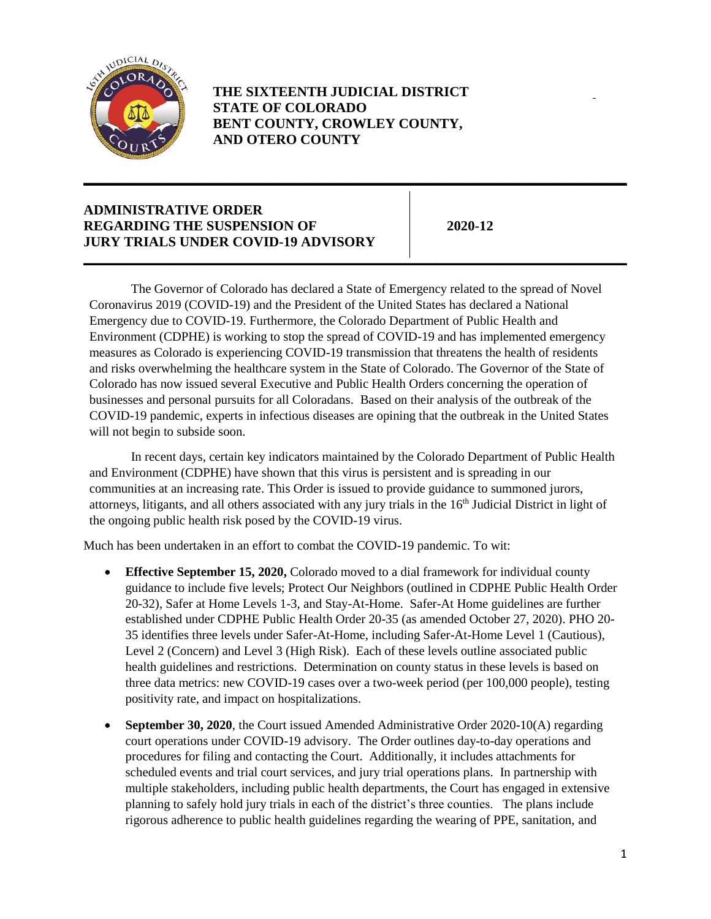**THE SIXTEENTH JUDICIAL DISTRICT**
**STATE OF COLORADO**
**BENT COUNTY, CROWLEY COUNTY,**
**AND OTERO COUNTY**

---

| **ADMINISTRATIVE ORDER REGARDING THE SUSPENSION OF JURY TRIALS UNDER COVID-19 ADVISORY** | **2020-12** |
|---|---|

---

The Governor of Colorado has declared a State of Emergency related to the spread of Novel Coronavirus 2019 (COVID-19) and the President of the United States has declared a National Emergency due to COVID-19. Furthermore, the Colorado Department of Public Health and Environment (CDPHE) is working to stop the spread of COVID-19 and has implemented emergency measures as Colorado is experiencing COVID-19 transmission that threatens the health of residents and risks overwhelming the healthcare system in the State of Colorado. The Governor of the State of Colorado has now issued several Executive and Public Health Orders concerning the operation of businesses and personal pursuits for all Coloradans. Based on their analysis of the outbreak of the COVID-19 pandemic, experts in infectious diseases are opining that the outbreak in the United States will not begin to subside soon.

In recent days, certain key indicators maintained by the Colorado Department of Public Health and Environment (CDPHE) have shown that this virus is persistent and is spreading in our communities at an increasing rate. This Order is issued to provide guidance to summoned jurors, attorneys, litigants, and all others associated with any jury trials in the 16th Judicial District in light of the ongoing public health risk posed by the COVID-19 virus.

Much has been undertaken in an effort to combat the COVID-19 pandemic. To wit:

- **Effective September 15, 2020,** Colorado moved to a dial framework for individual county guidance to include five levels; Protect Our Neighbors (outlined in CDPHE Public Health Order 20-32), Safer at Home Levels 1-3, and Stay-At-Home. Safer-At Home guidelines are further established under CDPHE Public Health Order 20-35 (as amended October 27, 2020). PHO 20-35 identifies three levels under Safer-At-Home, including Safer-At-Home Level 1 (Cautious), Level 2 (Concern) and Level 3 (High Risk). Each of these levels outline associated public health guidelines and restrictions. Determination on county status in these levels is based on three data metrics: new COVID-19 cases over a two-week period (per 100,000 people), testing positivity rate, and impact on hospitalizations.
- **September 30, 2020**, the Court issued Amended Administrative Order 2020-10(A) regarding court operations under COVID-19 advisory. The Order outlines day-to-day operations and procedures for filing and contacting the Court. Additionally, it includes attachments for scheduled events and trial court services, and jury trial operations plans. In partnership with multiple stakeholders, including public health departments, the Court has engaged in extensive planning to safely hold jury trials in each of the district's three counties. The plans include rigorous adherence to public health guidelines regarding the wearing of PPE, sanitation, and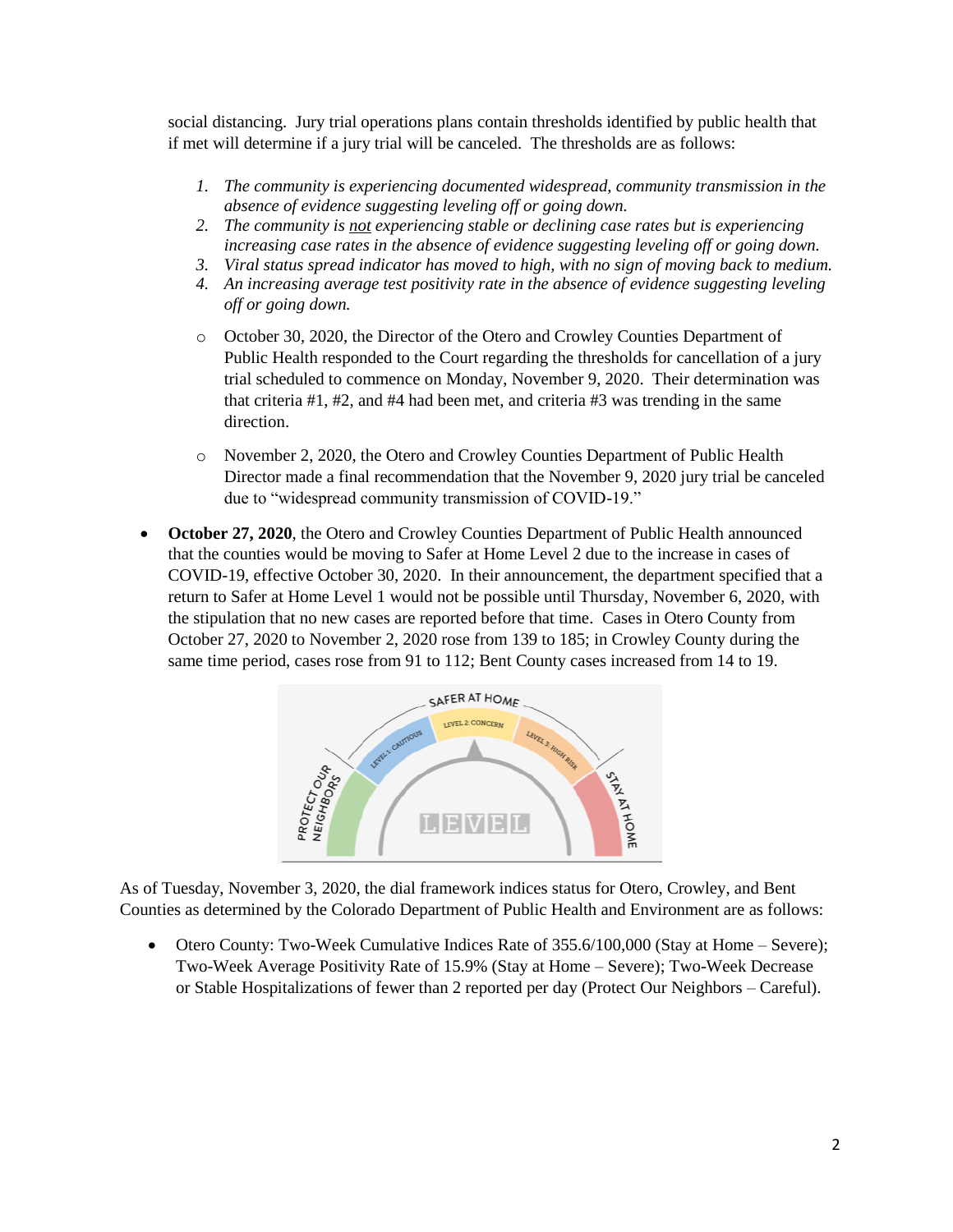social distancing. Jury trial operations plans contain thresholds identified by public health that if met will determine if a jury trial will be canceled. The thresholds are as follows:

1. *The community is experiencing documented widespread, community transmission in the absence of evidence suggesting leveling off or going down.*
2. *The community is not experiencing stable or declining case rates but is experiencing increasing case rates in the absence of evidence suggesting leveling off or going down.*
3. *Viral status spread indicator has moved to high, with no sign of moving back to medium.*
4. *An increasing average test positivity rate in the absence of evidence suggesting leveling off or going down.*

   - October 30, 2020, the Director of the Otero and Crowley Counties Department of Public Health responded to the Court regarding the thresholds for cancellation of a jury trial scheduled to commence on Monday, November 9, 2020. Their determination was that criteria #1, #2, and #4 had been met, and criteria #3 was trending in the same direction.
   - November 2, 2020, the Otero and Crowley Counties Department of Public Health Director made a final recommendation that the November 9, 2020 jury trial be canceled due to "widespread community transmission of COVID-19."

- **October 27, 2020**, the Otero and Crowley Counties Department of Public Health announced that the counties would be moving to Safer at Home Level 2 due to the increase in cases of COVID-19, effective October 30, 2020. In their announcement, the department specified that a return to Safer at Home Level 1 would not be possible until Thursday, November 6, 2020, with the stipulation that no new cases are reported before that time. Cases in Otero County from October 27, 2020 to November 2, 2020 rose from 139 to 185; in Crowley County during the same time period, cases rose from 91 to 112; Bent County cases increased from 14 to 19.

As of Tuesday, November 3, 2020, the dial framework indices status for Otero, Crowley, and Bent Counties as determined by the Colorado Department of Public Health and Environment are as follows:

- Otero County: Two-Week Cumulative Indices Rate of 355.6/100,000 (Stay at Home – Severe); Two-Week Average Positivity Rate of 15.9% (Stay at Home – Severe); Two-Week Decrease or Stable Hospitalizations of fewer than 2 reported per day (Protect Our Neighbors – Careful).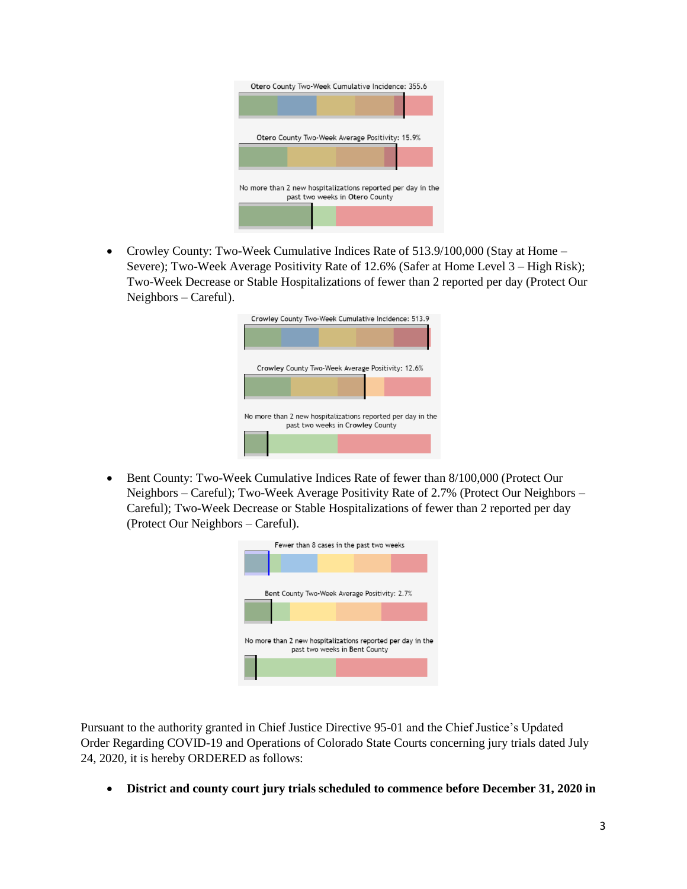Otero County Two-Week Cumulative Incidence: 355.6

Otero County Two-Week Average Positivity: 15.9%

No more than 2 new hospitalizations reported per day in the past two weeks in Otero County

- Crowley County: Two-Week Cumulative Indices Rate of 513.9/100,000 (Stay at Home – Severe); Two-Week Average Positivity Rate of 12.6% (Safer at Home Level 3 – High Risk); Two-Week Decrease or Stable Hospitalizations of fewer than 2 reported per day (Protect Our Neighbors – Careful).

Crowley County Two-Week Cumulative Incidence: 513.9

Crowley County Two-Week Average Positivity: 12.6%

No more than 2 new hospitalizations reported per day in the past two weeks in Crowley County

- Bent County: Two-Week Cumulative Indices Rate of fewer than 8/100,000 (Protect Our Neighbors – Careful); Two-Week Average Positivity Rate of 2.7% (Protect Our Neighbors – Careful); Two-Week Decrease or Stable Hospitalizations of fewer than 2 reported per day (Protect Our Neighbors – Careful).

Fewer than 8 cases in the past two weeks

Bent County Two-Week Average Positivity: 2.7%

No more than 2 new hospitalizations reported per day in the past two weeks in Bent County

Pursuant to the authority granted in Chief Justice Directive 95-01 and the Chief Justice's Updated Order Regarding COVID-19 and Operations of Colorado State Courts concerning jury trials dated July 24, 2020, it is hereby ORDERED as follows:

- **District and county court jury trials scheduled to commence before December 31, 2020 in**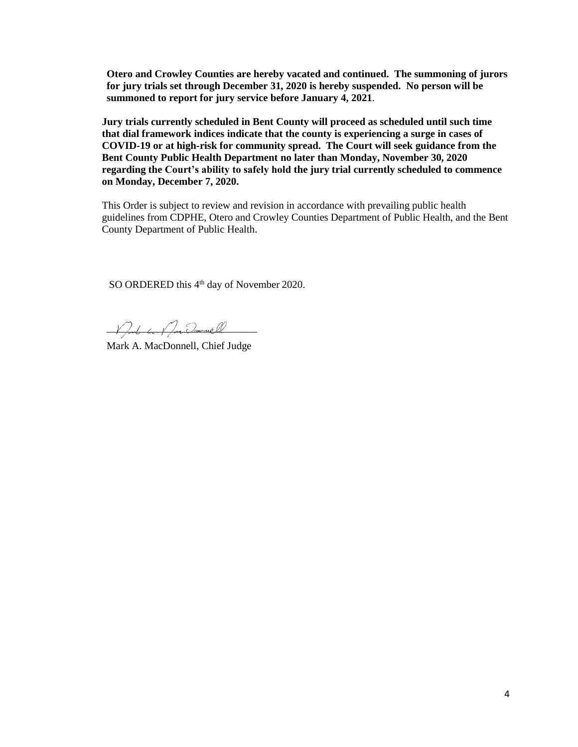**Otero and Crowley Counties are hereby vacated and continued. The summoning of jurors for jury trials set through December 31, 2020 is hereby suspended. No person will be summoned to report for jury service before January 4, 2021**.

**Jury trials currently scheduled in Bent County will proceed as scheduled until such time that dial framework indices indicate that the county is experiencing a surge in cases of COVID-19 or at high-risk for community spread. The Court will seek guidance from the Bent County Public Health Department no later than Monday, November 30, 2020 regarding the Court's ability to safely hold the jury trial currently scheduled to commence on Monday, December 7, 2020.**

This Order is subject to review and revision in accordance with prevailing public health guidelines from CDPHE, Otero and Crowley Counties Department of Public Health, and the Bent County Department of Public Health.

SO ORDERED this 4th day of November 2020.

Mark A. MacDonnell, Chief Judge